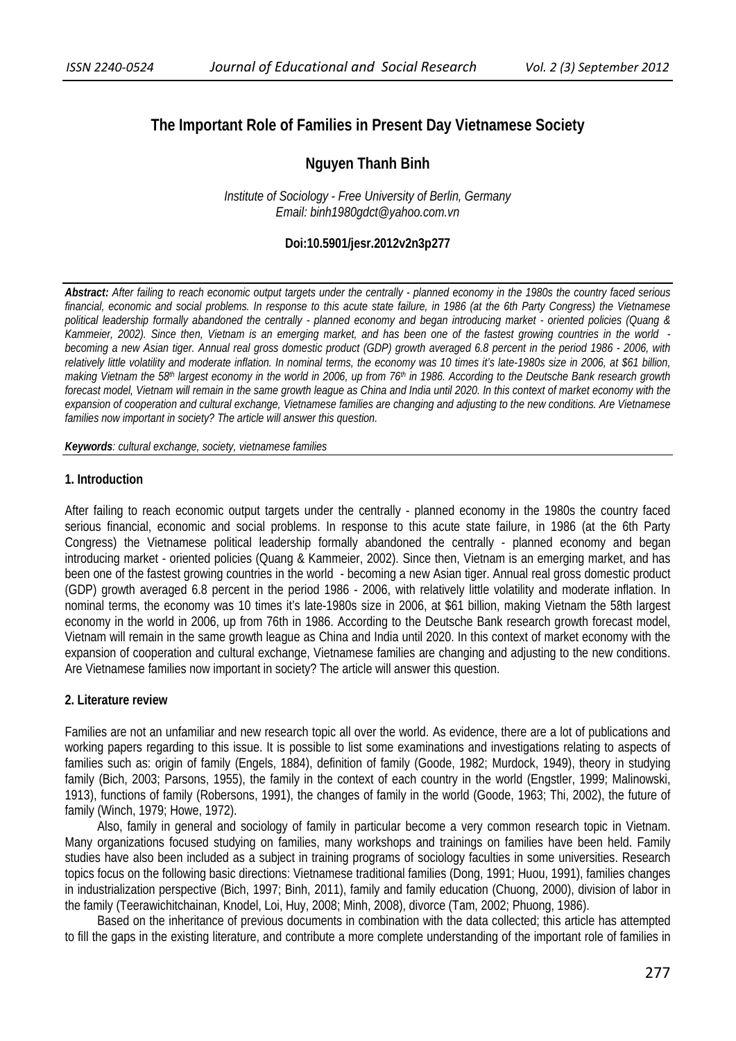# The Important Role of Families in Present Day Vietnamese Society

**Nguyen Thanh Binh**

*Institute of Sociology - Free University of Berlin, Germany*
*Email: binh1980gdct@yahoo.com.vn*

**Doi:10.5901/jesr.2012v2n3p277**

***Abstract:*** *After failing to reach economic output targets under the centrally - planned economy in the 1980s the country faced serious financial, economic and social problems. In response to this acute state failure, in 1986 (at the 6th Party Congress) the Vietnamese political leadership formally abandoned the centrally - planned economy and began introducing market - oriented policies (Quang & Kammeier, 2002). Since then, Vietnam is an emerging market, and has been one of the fastest growing countries in the world - becoming a new Asian tiger. Annual real gross domestic product (GDP) growth averaged 6.8 percent in the period 1986 - 2006, with relatively little volatility and moderate inflation. In nominal terms, the economy was 10 times it's late-1980s size in 2006, at $61 billion, making Vietnam the 58th largest economy in the world in 2006, up from 76th in 1986. According to the Deutsche Bank research growth forecast model, Vietnam will remain in the same growth league as China and India until 2020. In this context of market economy with the expansion of cooperation and cultural exchange, Vietnamese families are changing and adjusting to the new conditions. Are Vietnamese families now important in society? The article will answer this question.*

***Keywords****: cultural exchange, society, vietnamese families*

## 1. Introduction

After failing to reach economic output targets under the centrally - planned economy in the 1980s the country faced serious financial, economic and social problems. In response to this acute state failure, in 1986 (at the 6th Party Congress) the Vietnamese political leadership formally abandoned the centrally - planned economy and began introducing market - oriented policies (Quang & Kammeier, 2002). Since then, Vietnam is an emerging market, and has been one of the fastest growing countries in the world - becoming a new Asian tiger. Annual real gross domestic product (GDP) growth averaged 6.8 percent in the period 1986 - 2006, with relatively little volatility and moderate inflation. In nominal terms, the economy was 10 times it's late-1980s size in 2006, at $61 billion, making Vietnam the 58th largest economy in the world in 2006, up from 76th in 1986. According to the Deutsche Bank research growth forecast model, Vietnam will remain in the same growth league as China and India until 2020. In this context of market economy with the expansion of cooperation and cultural exchange, Vietnamese families are changing and adjusting to the new conditions. Are Vietnamese families now important in society? The article will answer this question.

## 2. Literature review

Families are not an unfamiliar and new research topic all over the world. As evidence, there are a lot of publications and working papers regarding to this issue. It is possible to list some examinations and investigations relating to aspects of families such as: origin of family (Engels, 1884), definition of family (Goode, 1982; Murdock, 1949), theory in studying family (Bich, 2003; Parsons, 1955), the family in the context of each country in the world (Engstler, 1999; Malinowski, 1913), functions of family (Robersons, 1991), the changes of family in the world (Goode, 1963; Thi, 2002), the future of family (Winch, 1979; Howe, 1972).

Also, family in general and sociology of family in particular become a very common research topic in Vietnam. Many organizations focused studying on families, many workshops and trainings on families have been held. Family studies have also been included as a subject in training programs of sociology faculties in some universities. Research topics focus on the following basic directions: Vietnamese traditional families (Dong, 1991; Huou, 1991), families changes in industrialization perspective (Bich, 1997; Binh, 2011), family and family education (Chuong, 2000), division of labor in the family (Teerawichitchainan, Knodel, Loi, Huy, 2008; Minh, 2008), divorce (Tam, 2002; Phuong, 1986).

Based on the inheritance of previous documents in combination with the data collected; this article has attempted to fill the gaps in the existing literature, and contribute a more complete understanding of the important role of families in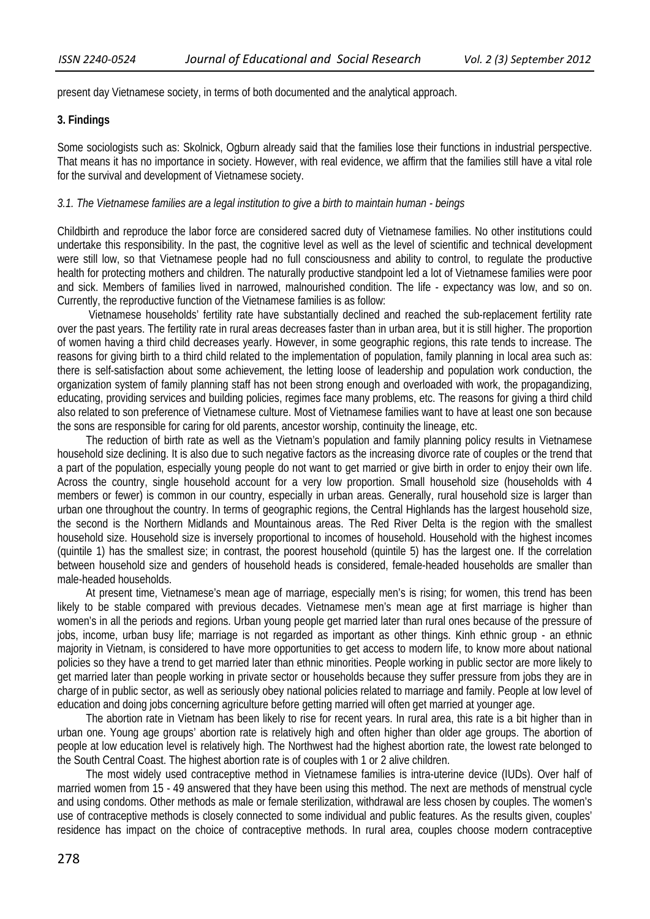present day Vietnamese society, in terms of both documented and the analytical approach.

## 3. Findings

Some sociologists such as: Skolnick, Ogburn already said that the families lose their functions in industrial perspective. That means it has no importance in society. However, with real evidence, we affirm that the families still have a vital role for the survival and development of Vietnamese society.

### *3.1. The Vietnamese families are a legal institution to give a birth to maintain human - beings*

Childbirth and reproduce the labor force are considered sacred duty of Vietnamese families. No other institutions could undertake this responsibility. In the past, the cognitive level as well as the level of scientific and technical development were still low, so that Vietnamese people had no full consciousness and ability to control, to regulate the productive health for protecting mothers and children. The naturally productive standpoint led a lot of Vietnamese families were poor and sick. Members of families lived in narrowed, malnourished condition. The life - expectancy was low, and so on. Currently, the reproductive function of the Vietnamese families is as follow:

Vietnamese households' fertility rate have substantially declined and reached the sub-replacement fertility rate over the past years. The fertility rate in rural areas decreases faster than in urban area, but it is still higher. The proportion of women having a third child decreases yearly. However, in some geographic regions, this rate tends to increase. The reasons for giving birth to a third child related to the implementation of population, family planning in local area such as: there is self-satisfaction about some achievement, the letting loose of leadership and population work conduction, the organization system of family planning staff has not been strong enough and overloaded with work, the propagandizing, educating, providing services and building policies, regimes face many problems, etc. The reasons for giving a third child also related to son preference of Vietnamese culture. Most of Vietnamese families want to have at least one son because the sons are responsible for caring for old parents, ancestor worship, continuity the lineage, etc.

The reduction of birth rate as well as the Vietnam's population and family planning policy results in Vietnamese household size declining. It is also due to such negative factors as the increasing divorce rate of couples or the trend that a part of the population, especially young people do not want to get married or give birth in order to enjoy their own life. Across the country, single household account for a very low proportion. Small household size (households with 4 members or fewer) is common in our country, especially in urban areas. Generally, rural household size is larger than urban one throughout the country. In terms of geographic regions, the Central Highlands has the largest household size, the second is the Northern Midlands and Mountainous areas. The Red River Delta is the region with the smallest household size. Household size is inversely proportional to incomes of household. Household with the highest incomes (quintile 1) has the smallest size; in contrast, the poorest household (quintile 5) has the largest one. If the correlation between household size and genders of household heads is considered, female-headed households are smaller than male-headed households.

At present time, Vietnamese's mean age of marriage, especially men's is rising; for women, this trend has been likely to be stable compared with previous decades. Vietnamese men's mean age at first marriage is higher than women's in all the periods and regions. Urban young people get married later than rural ones because of the pressure of jobs, income, urban busy life; marriage is not regarded as important as other things. Kinh ethnic group - an ethnic majority in Vietnam, is considered to have more opportunities to get access to modern life, to know more about national policies so they have a trend to get married later than ethnic minorities. People working in public sector are more likely to get married later than people working in private sector or households because they suffer pressure from jobs they are in charge of in public sector, as well as seriously obey national policies related to marriage and family. People at low level of education and doing jobs concerning agriculture before getting married will often get married at younger age.

The abortion rate in Vietnam has been likely to rise for recent years. In rural area, this rate is a bit higher than in urban one. Young age groups' abortion rate is relatively high and often higher than older age groups. The abortion of people at low education level is relatively high. The Northwest had the highest abortion rate, the lowest rate belonged to the South Central Coast. The highest abortion rate is of couples with 1 or 2 alive children.

The most widely used contraceptive method in Vietnamese families is intra-uterine device (IUDs). Over half of married women from 15 - 49 answered that they have been using this method. The next are methods of menstrual cycle and using condoms. Other methods as male or female sterilization, withdrawal are less chosen by couples. The women's use of contraceptive methods is closely connected to some individual and public features. As the results given, couples' residence has impact on the choice of contraceptive methods. In rural area, couples choose modern contraceptive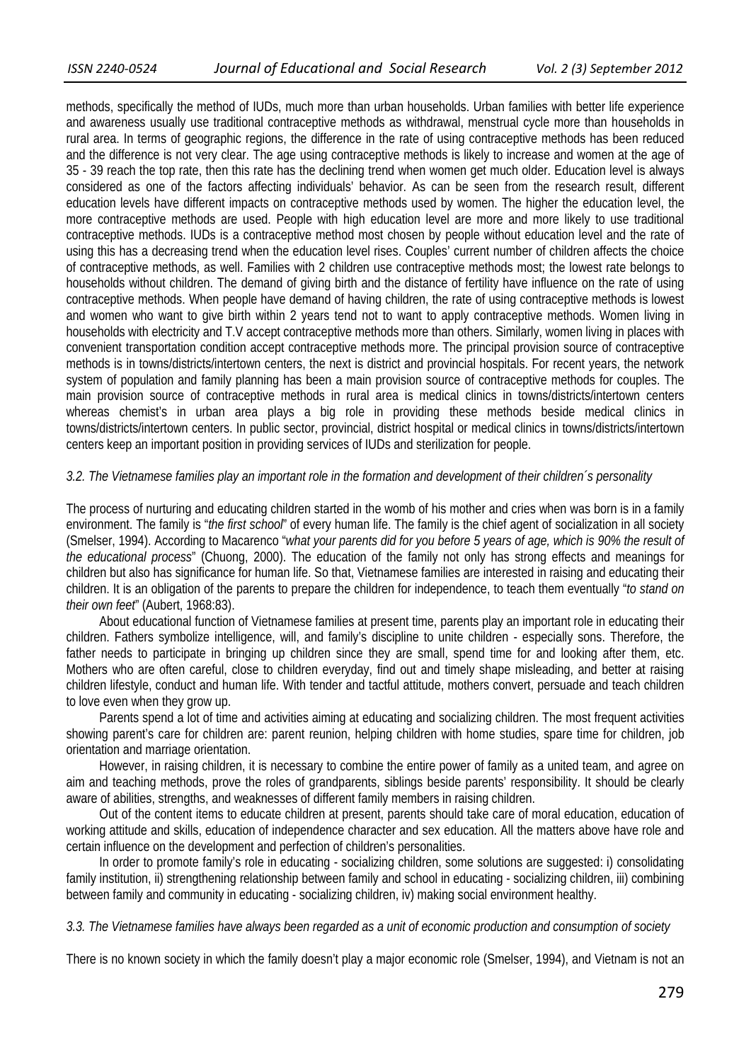methods, specifically the method of IUDs, much more than urban households. Urban families with better life experience and awareness usually use traditional contraceptive methods as withdrawal, menstrual cycle more than households in rural area. In terms of geographic regions, the difference in the rate of using contraceptive methods has been reduced and the difference is not very clear. The age using contraceptive methods is likely to increase and women at the age of 35 - 39 reach the top rate, then this rate has the declining trend when women get much older. Education level is always considered as one of the factors affecting individuals' behavior. As can be seen from the research result, different education levels have different impacts on contraceptive methods used by women. The higher the education level, the more contraceptive methods are used. People with high education level are more and more likely to use traditional contraceptive methods. IUDs is a contraceptive method most chosen by people without education level and the rate of using this has a decreasing trend when the education level rises. Couples' current number of children affects the choice of contraceptive methods, as well. Families with 2 children use contraceptive methods most; the lowest rate belongs to households without children. The demand of giving birth and the distance of fertility have influence on the rate of using contraceptive methods. When people have demand of having children, the rate of using contraceptive methods is lowest and women who want to give birth within 2 years tend not to want to apply contraceptive methods. Women living in households with electricity and T.V accept contraceptive methods more than others. Similarly, women living in places with convenient transportation condition accept contraceptive methods more. The principal provision source of contraceptive methods is in towns/districts/intertown centers, the next is district and provincial hospitals. For recent years, the network system of population and family planning has been a main provision source of contraceptive methods for couples. The main provision source of contraceptive methods in rural area is medical clinics in towns/districts/intertown centers whereas chemist's in urban area plays a big role in providing these methods beside medical clinics in towns/districts/intertown centers. In public sector, provincial, district hospital or medical clinics in towns/districts/intertown centers keep an important position in providing services of IUDs and sterilization for people.

### *3.2. The Vietnamese families play an important role in the formation and development of their children´s personality*

The process of nurturing and educating children started in the womb of his mother and cries when was born is in a family environment. The family is "*the first school*" of every human life. The family is the chief agent of socialization in all society (Smelser, 1994). According to Macarenco "*what your parents did for you before 5 years of age, which is 90% the result of the educational process*" (Chuong, 2000). The education of the family not only has strong effects and meanings for children but also has significance for human life. So that, Vietnamese families are interested in raising and educating their children. It is an obligation of the parents to prepare the children for independence, to teach them eventually "*to stand on their own feet*" (Aubert, 1968:83).

About educational function of Vietnamese families at present time, parents play an important role in educating their children. Fathers symbolize intelligence, will, and family's discipline to unite children - especially sons. Therefore, the father needs to participate in bringing up children since they are small, spend time for and looking after them, etc. Mothers who are often careful, close to children everyday, find out and timely shape misleading, and better at raising children lifestyle, conduct and human life. With tender and tactful attitude, mothers convert, persuade and teach children to love even when they grow up.

Parents spend a lot of time and activities aiming at educating and socializing children. The most frequent activities showing parent's care for children are: parent reunion, helping children with home studies, spare time for children, job orientation and marriage orientation.

However, in raising children, it is necessary to combine the entire power of family as a united team, and agree on aim and teaching methods, prove the roles of grandparents, siblings beside parents' responsibility. It should be clearly aware of abilities, strengths, and weaknesses of different family members in raising children.

Out of the content items to educate children at present, parents should take care of moral education, education of working attitude and skills, education of independence character and sex education. All the matters above have role and certain influence on the development and perfection of children's personalities.

In order to promote family's role in educating - socializing children, some solutions are suggested: i) consolidating family institution, ii) strengthening relationship between family and school in educating - socializing children, iii) combining between family and community in educating - socializing children, iv) making social environment healthy.

### *3.3. The Vietnamese families have always been regarded as a unit of economic production and consumption of society*

There is no known society in which the family doesn't play a major economic role (Smelser, 1994), and Vietnam is not an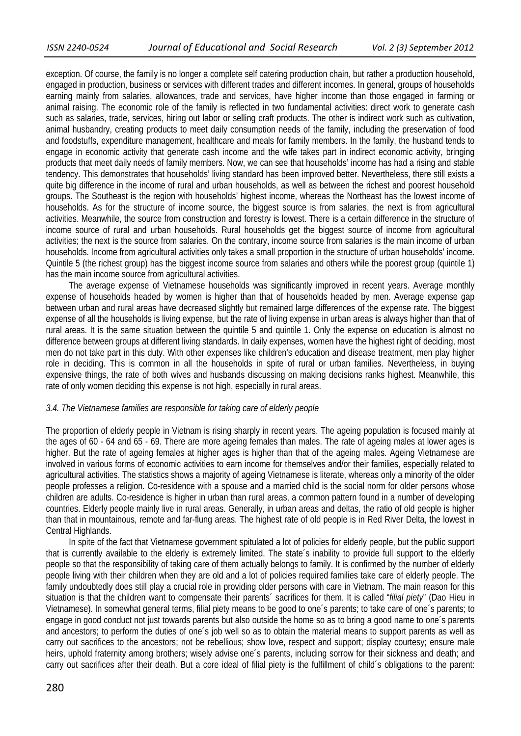exception. Of course, the family is no longer a complete self catering production chain, but rather a production household, engaged in production, business or services with different trades and different incomes. In general, groups of households earning mainly from salaries, allowances, trade and services, have higher income than those engaged in farming or animal raising. The economic role of the family is reflected in two fundamental activities: direct work to generate cash such as salaries, trade, services, hiring out labor or selling craft products. The other is indirect work such as cultivation, animal husbandry, creating products to meet daily consumption needs of the family, including the preservation of food and foodstuffs, expenditure management, healthcare and meals for family members. In the family, the husband tends to engage in economic activity that generate cash income and the wife takes part in indirect economic activity, bringing products that meet daily needs of family members. Now, we can see that households' income has had a rising and stable tendency. This demonstrates that households' living standard has been improved better. Nevertheless, there still exists a quite big difference in the income of rural and urban households, as well as between the richest and poorest household groups. The Southeast is the region with households' highest income, whereas the Northeast has the lowest income of households. As for the structure of income source, the biggest source is from salaries, the next is from agricultural activities. Meanwhile, the source from construction and forestry is lowest. There is a certain difference in the structure of income source of rural and urban households. Rural households get the biggest source of income from agricultural activities; the next is the source from salaries. On the contrary, income source from salaries is the main income of urban households. Income from agricultural activities only takes a small proportion in the structure of urban households' income. Quintile 5 (the richest group) has the biggest income source from salaries and others while the poorest group (quintile 1) has the main income source from agricultural activities.

The average expense of Vietnamese households was significantly improved in recent years. Average monthly expense of households headed by women is higher than that of households headed by men. Average expense gap between urban and rural areas have decreased slightly but remained large differences of the expense rate. The biggest expense of all the households is living expense, but the rate of living expense in urban areas is always higher than that of rural areas. It is the same situation between the quintile 5 and quintile 1. Only the expense on education is almost no difference between groups at different living standards. In daily expenses, women have the highest right of deciding, most men do not take part in this duty. With other expenses like children's education and disease treatment, men play higher role in deciding. This is common in all the households in spite of rural or urban families. Nevertheless, in buying expensive things, the rate of both wives and husbands discussing on making decisions ranks highest. Meanwhile, this rate of only women deciding this expense is not high, especially in rural areas.

### *3.4. The Vietnamese families are responsible for taking care of elderly people*

The proportion of elderly people in Vietnam is rising sharply in recent years. The ageing population is focused mainly at the ages of 60 - 64 and 65 - 69. There are more ageing females than males. The rate of ageing males at lower ages is higher. But the rate of ageing females at higher ages is higher than that of the ageing males. Ageing Vietnamese are involved in various forms of economic activities to earn income for themselves and/or their families, especially related to agricultural activities. The statistics shows a majority of ageing Vietnamese is literate, whereas only a minority of the older people professes a religion. Co-residence with a spouse and a married child is the social norm for older persons whose children are adults. Co-residence is higher in urban than rural areas, a common pattern found in a number of developing countries. Elderly people mainly live in rural areas. Generally, in urban areas and deltas, the ratio of old people is higher than that in mountainous, remote and far-flung areas. The highest rate of old people is in Red River Delta, the lowest in Central Highlands.

In spite of the fact that Vietnamese government spitulated a lot of policies for elderly people, but the public support that is currently available to the elderly is extremely limited. The state´s inability to provide full support to the elderly people so that the responsibility of taking care of them actually belongs to family. It is confirmed by the number of elderly people living with their children when they are old and a lot of policies required families take care of elderly people. The family undoubtedly does still play a crucial role in providing older persons with care in Vietnam. The main reason for this situation is that the children want to compensate their parents´ sacrifices for them. It is called "*filial piety*" (Dao Hieu in Vietnamese). In somewhat general terms, filial piety means to be good to one´s parents; to take care of one´s parents; to engage in good conduct not just towards parents but also outside the home so as to bring a good name to one´s parents and ancestors; to perform the duties of one´s job well so as to obtain the material means to support parents as well as carry out sacrifices to the ancestors; not be rebellious; show love, respect and support; display courtesy; ensure male heirs, uphold fraternity among brothers; wisely advise one´s parents, including sorrow for their sickness and death; and carry out sacrifices after their death. But a core ideal of filial piety is the fulfillment of child´s obligations to the parent: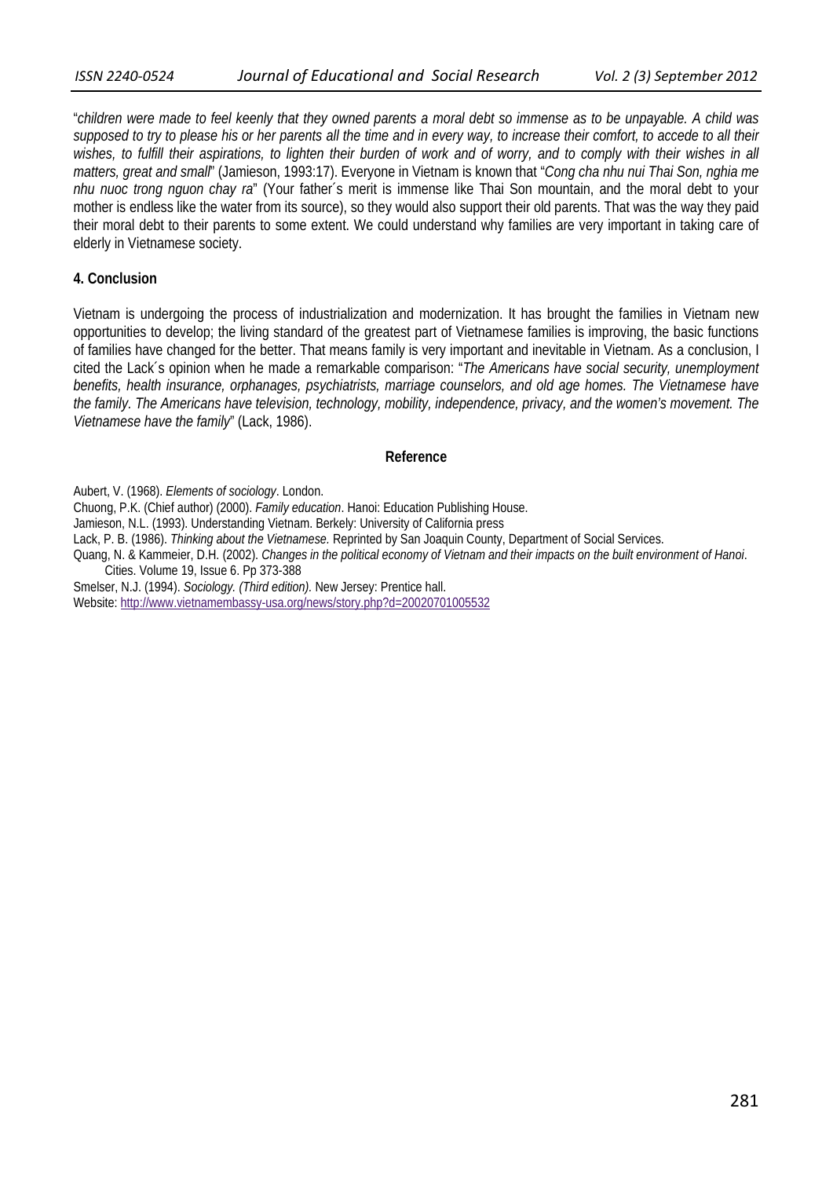"*children were made to feel keenly that they owned parents a moral debt so immense as to be unpayable. A child was supposed to try to please his or her parents all the time and in every way, to increase their comfort, to accede to all their wishes, to fulfill their aspirations, to lighten their burden of work and of worry, and to comply with their wishes in all matters, great and small*" (Jamieson, 1993:17). Everyone in Vietnam is known that "*Cong cha nhu nui Thai Son, nghia me nhu nuoc trong nguon chay ra*" (Your father´s merit is immense like Thai Son mountain, and the moral debt to your mother is endless like the water from its source), so they would also support their old parents. That was the way they paid their moral debt to their parents to some extent. We could understand why families are very important in taking care of elderly in Vietnamese society.

**4. Conclusion**

Vietnam is undergoing the process of industrialization and modernization. It has brought the families in Vietnam new opportunities to develop; the living standard of the greatest part of Vietnamese families is improving, the basic functions of families have changed for the better. That means family is very important and inevitable in Vietnam. As a conclusion, I cited the Lack´s opinion when he made a remarkable comparison: "*The Americans have social security, unemployment benefits, health insurance, orphanages, psychiatrists, marriage counselors, and old age homes. The Vietnamese have the family. The Americans have television, technology, mobility, independence, privacy, and the women's movement. The Vietnamese have the family*" (Lack, 1986).

## Reference

Aubert, V. (1968). *Elements of sociology*. London.

Chuong, P.K. (Chief author) (2000). *Family education*. Hanoi: Education Publishing House.

Jamieson, N.L. (1993). Understanding Vietnam. Berkely: University of California press

Lack, P. B. (1986). *Thinking about the Vietnamese.* Reprinted by San Joaquin County, Department of Social Services.

Quang, N. & Kammeier, D.H. (2002). *Changes in the political economy of Vietnam and their impacts on the built environment of Hanoi*. Cities. Volume 19, Issue 6. Pp 373-388

Smelser, N.J. (1994). *Sociology. (Third edition).* New Jersey: Prentice hall.

Website: http://www.vietnamembassy-usa.org/news/story.php?d=20020701005532